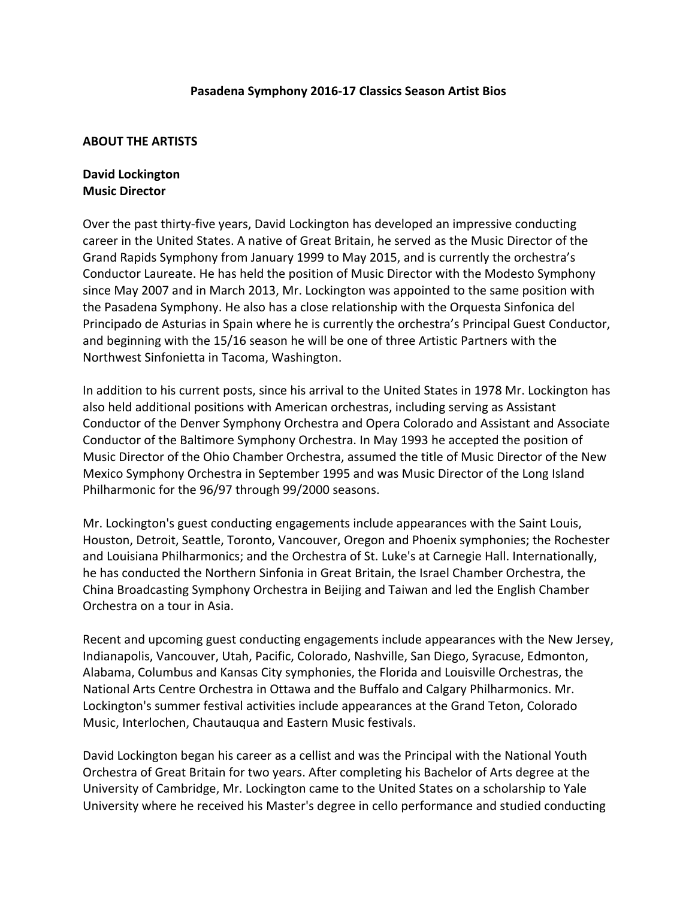**Pasadena Symphony 2016-17 Classics Season Artist Bios**

**ABOUT THE ARTISTS**

**David Lockington**
**Music Director**

Over the past thirty-five years, David Lockington has developed an impressive conducting career in the United States. A native of Great Britain, he served as the Music Director of the Grand Rapids Symphony from January 1999 to May 2015, and is currently the orchestra's Conductor Laureate. He has held the position of Music Director with the Modesto Symphony since May 2007 and in March 2013, Mr. Lockington was appointed to the same position with the Pasadena Symphony. He also has a close relationship with the Orquesta Sinfonica del Principado de Asturias in Spain where he is currently the orchestra's Principal Guest Conductor, and beginning with the 15/16 season he will be one of three Artistic Partners with the Northwest Sinfonietta in Tacoma, Washington.

In addition to his current posts, since his arrival to the United States in 1978 Mr. Lockington has also held additional positions with American orchestras, including serving as Assistant Conductor of the Denver Symphony Orchestra and Opera Colorado and Assistant and Associate Conductor of the Baltimore Symphony Orchestra. In May 1993 he accepted the position of Music Director of the Ohio Chamber Orchestra, assumed the title of Music Director of the New Mexico Symphony Orchestra in September 1995 and was Music Director of the Long Island Philharmonic for the 96/97 through 99/2000 seasons.

Mr. Lockington's guest conducting engagements include appearances with the Saint Louis, Houston, Detroit, Seattle, Toronto, Vancouver, Oregon and Phoenix symphonies; the Rochester and Louisiana Philharmonics; and the Orchestra of St. Luke's at Carnegie Hall. Internationally, he has conducted the Northern Sinfonia in Great Britain, the Israel Chamber Orchestra, the China Broadcasting Symphony Orchestra in Beijing and Taiwan and led the English Chamber Orchestra on a tour in Asia.

Recent and upcoming guest conducting engagements include appearances with the New Jersey, Indianapolis, Vancouver, Utah, Pacific, Colorado, Nashville, San Diego, Syracuse, Edmonton, Alabama, Columbus and Kansas City symphonies, the Florida and Louisville Orchestras, the National Arts Centre Orchestra in Ottawa and the Buffalo and Calgary Philharmonics. Mr. Lockington's summer festival activities include appearances at the Grand Teton, Colorado Music, Interlochen, Chautauqua and Eastern Music festivals.

David Lockington began his career as a cellist and was the Principal with the National Youth Orchestra of Great Britain for two years. After completing his Bachelor of Arts degree at the University of Cambridge, Mr. Lockington came to the United States on a scholarship to Yale University where he received his Master's degree in cello performance and studied conducting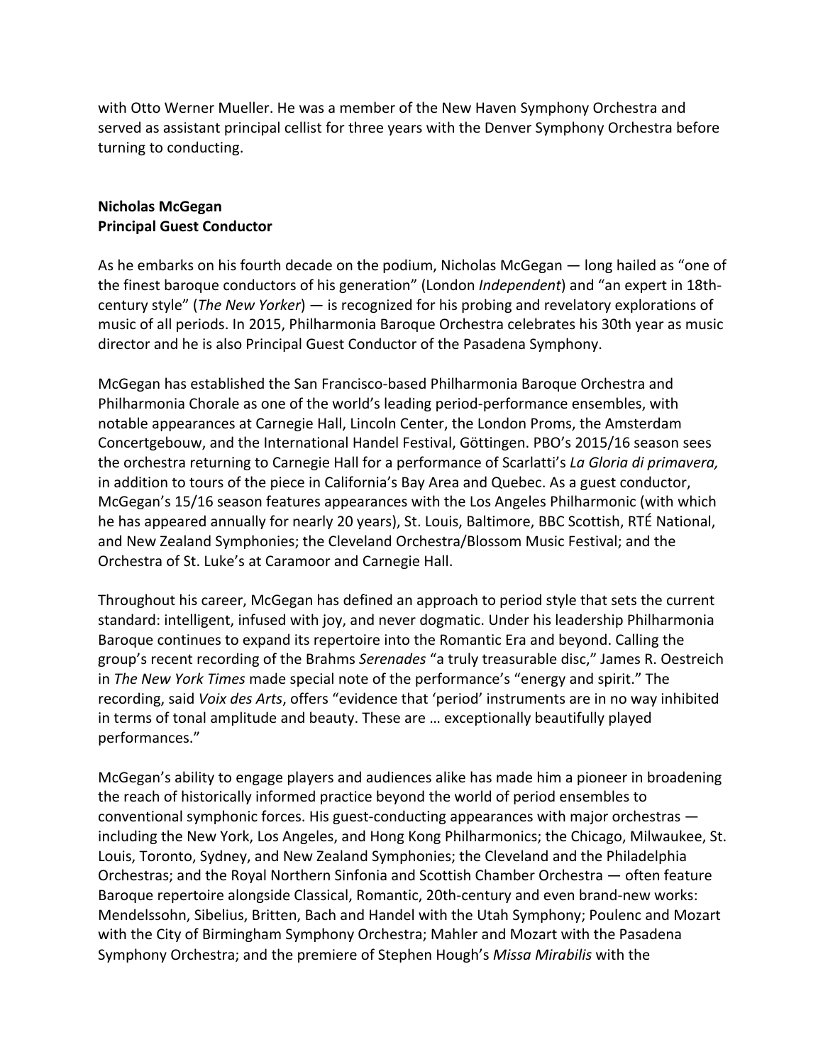with Otto Werner Mueller. He was a member of the New Haven Symphony Orchestra and served as assistant principal cellist for three years with the Denver Symphony Orchestra before turning to conducting.

**Nicholas McGegan**
**Principal Guest Conductor**

As he embarks on his fourth decade on the podium, Nicholas McGegan — long hailed as "one of the finest baroque conductors of his generation" (London *Independent*) and "an expert in 18th-century style" (*The New Yorker*) — is recognized for his probing and revelatory explorations of music of all periods. In 2015, Philharmonia Baroque Orchestra celebrates his 30th year as music director and he is also Principal Guest Conductor of the Pasadena Symphony.

McGegan has established the San Francisco-based Philharmonia Baroque Orchestra and Philharmonia Chorale as one of the world's leading period-performance ensembles, with notable appearances at Carnegie Hall, Lincoln Center, the London Proms, the Amsterdam Concertgebouw, and the International Handel Festival, Göttingen. PBO's 2015/16 season sees the orchestra returning to Carnegie Hall for a performance of Scarlatti's *La Gloria di primavera,* in addition to tours of the piece in California's Bay Area and Quebec. As a guest conductor, McGegan's 15/16 season features appearances with the Los Angeles Philharmonic (with which he has appeared annually for nearly 20 years), St. Louis, Baltimore, BBC Scottish, RTÉ National, and New Zealand Symphonies; the Cleveland Orchestra/Blossom Music Festival; and the Orchestra of St. Luke's at Caramoor and Carnegie Hall.

Throughout his career, McGegan has defined an approach to period style that sets the current standard: intelligent, infused with joy, and never dogmatic. Under his leadership Philharmonia Baroque continues to expand its repertoire into the Romantic Era and beyond. Calling the group's recent recording of the Brahms *Serenades* "a truly treasurable disc," James R. Oestreich in *The New York Times* made special note of the performance's "energy and spirit." The recording, said *Voix des Arts*, offers "evidence that 'period' instruments are in no way inhibited in terms of tonal amplitude and beauty. These are … exceptionally beautifully played performances."

McGegan's ability to engage players and audiences alike has made him a pioneer in broadening the reach of historically informed practice beyond the world of period ensembles to conventional symphonic forces. His guest-conducting appearances with major orchestras — including the New York, Los Angeles, and Hong Kong Philharmonics; the Chicago, Milwaukee, St. Louis, Toronto, Sydney, and New Zealand Symphonies; the Cleveland and the Philadelphia Orchestras; and the Royal Northern Sinfonia and Scottish Chamber Orchestra — often feature Baroque repertoire alongside Classical, Romantic, 20th-century and even brand-new works: Mendelssohn, Sibelius, Britten, Bach and Handel with the Utah Symphony; Poulenc and Mozart with the City of Birmingham Symphony Orchestra; Mahler and Mozart with the Pasadena Symphony Orchestra; and the premiere of Stephen Hough's *Missa Mirabilis* with the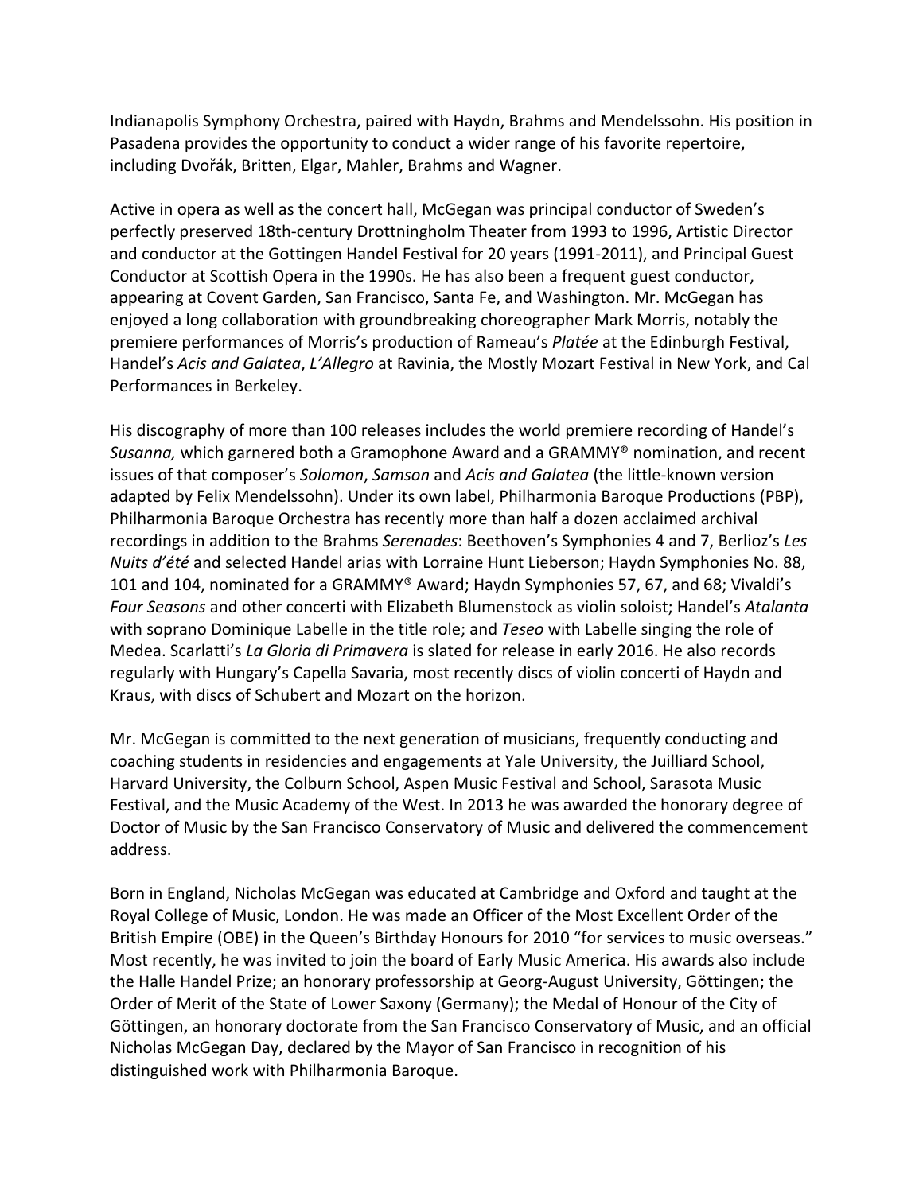Indianapolis Symphony Orchestra, paired with Haydn, Brahms and Mendelssohn. His position in Pasadena provides the opportunity to conduct a wider range of his favorite repertoire, including Dvořák, Britten, Elgar, Mahler, Brahms and Wagner.

Active in opera as well as the concert hall, McGegan was principal conductor of Sweden's perfectly preserved 18th-century Drottningholm Theater from 1993 to 1996, Artistic Director and conductor at the Gottingen Handel Festival for 20 years (1991-2011), and Principal Guest Conductor at Scottish Opera in the 1990s. He has also been a frequent guest conductor, appearing at Covent Garden, San Francisco, Santa Fe, and Washington. Mr. McGegan has enjoyed a long collaboration with groundbreaking choreographer Mark Morris, notably the premiere performances of Morris's production of Rameau's *Platée* at the Edinburgh Festival, Handel's *Acis and Galatea*, *L'Allegro* at Ravinia, the Mostly Mozart Festival in New York, and Cal Performances in Berkeley.

His discography of more than 100 releases includes the world premiere recording of Handel's *Susanna,* which garnered both a Gramophone Award and a GRAMMY® nomination, and recent issues of that composer's *Solomon*, *Samson* and *Acis and Galatea* (the little-known version adapted by Felix Mendelssohn). Under its own label, Philharmonia Baroque Productions (PBP), Philharmonia Baroque Orchestra has recently more than half a dozen acclaimed archival recordings in addition to the Brahms *Serenades*: Beethoven's Symphonies 4 and 7, Berlioz's *Les Nuits d'été* and selected Handel arias with Lorraine Hunt Lieberson; Haydn Symphonies No. 88, 101 and 104, nominated for a GRAMMY® Award; Haydn Symphonies 57, 67, and 68; Vivaldi's *Four Seasons* and other concerti with Elizabeth Blumenstock as violin soloist; Handel's *Atalanta* with soprano Dominique Labelle in the title role; and *Teseo* with Labelle singing the role of Medea. Scarlatti's *La Gloria di Primavera* is slated for release in early 2016. He also records regularly with Hungary's Capella Savaria, most recently discs of violin concerti of Haydn and Kraus, with discs of Schubert and Mozart on the horizon.

Mr. McGegan is committed to the next generation of musicians, frequently conducting and coaching students in residencies and engagements at Yale University, the Juilliard School, Harvard University, the Colburn School, Aspen Music Festival and School, Sarasota Music Festival, and the Music Academy of the West. In 2013 he was awarded the honorary degree of Doctor of Music by the San Francisco Conservatory of Music and delivered the commencement address.

Born in England, Nicholas McGegan was educated at Cambridge and Oxford and taught at the Royal College of Music, London. He was made an Officer of the Most Excellent Order of the British Empire (OBE) in the Queen's Birthday Honours for 2010 "for services to music overseas." Most recently, he was invited to join the board of Early Music America. His awards also include the Halle Handel Prize; an honorary professorship at Georg-August University, Göttingen; the Order of Merit of the State of Lower Saxony (Germany); the Medal of Honour of the City of Göttingen, an honorary doctorate from the San Francisco Conservatory of Music, and an official Nicholas McGegan Day, declared by the Mayor of San Francisco in recognition of his distinguished work with Philharmonia Baroque.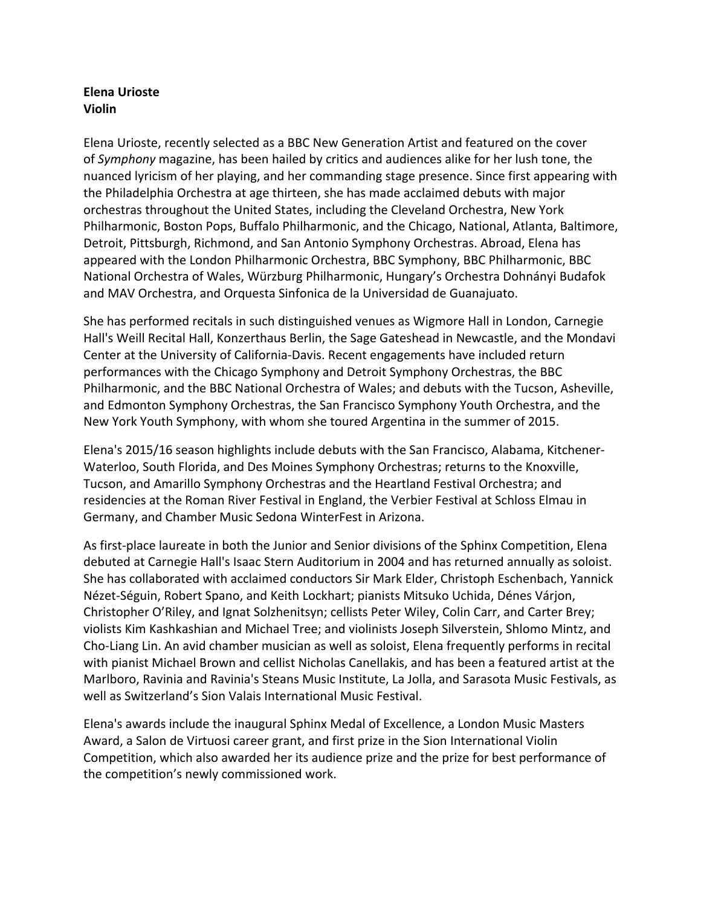**Elena Urioste**
**Violin**

Elena Urioste, recently selected as a BBC New Generation Artist and featured on the cover of *Symphony* magazine, has been hailed by critics and audiences alike for her lush tone, the nuanced lyricism of her playing, and her commanding stage presence. Since first appearing with the Philadelphia Orchestra at age thirteen, she has made acclaimed debuts with major orchestras throughout the United States, including the Cleveland Orchestra, New York Philharmonic, Boston Pops, Buffalo Philharmonic, and the Chicago, National, Atlanta, Baltimore, Detroit, Pittsburgh, Richmond, and San Antonio Symphony Orchestras. Abroad, Elena has appeared with the London Philharmonic Orchestra, BBC Symphony, BBC Philharmonic, BBC National Orchestra of Wales, Würzburg Philharmonic, Hungary's Orchestra Dohnányi Budafok and MAV Orchestra, and Orquesta Sinfonica de la Universidad de Guanajuato.

She has performed recitals in such distinguished venues as Wigmore Hall in London, Carnegie Hall's Weill Recital Hall, Konzerthaus Berlin, the Sage Gateshead in Newcastle, and the Mondavi Center at the University of California-Davis. Recent engagements have included return performances with the Chicago Symphony and Detroit Symphony Orchestras, the BBC Philharmonic, and the BBC National Orchestra of Wales; and debuts with the Tucson, Asheville, and Edmonton Symphony Orchestras, the San Francisco Symphony Youth Orchestra, and the New York Youth Symphony, with whom she toured Argentina in the summer of 2015.

Elena's 2015/16 season highlights include debuts with the San Francisco, Alabama, Kitchener-Waterloo, South Florida, and Des Moines Symphony Orchestras; returns to the Knoxville, Tucson, and Amarillo Symphony Orchestras and the Heartland Festival Orchestra; and residencies at the Roman River Festival in England, the Verbier Festival at Schloss Elmau in Germany, and Chamber Music Sedona WinterFest in Arizona.

As first-place laureate in both the Junior and Senior divisions of the Sphinx Competition, Elena debuted at Carnegie Hall's Isaac Stern Auditorium in 2004 and has returned annually as soloist. She has collaborated with acclaimed conductors Sir Mark Elder, Christoph Eschenbach, Yannick Nézet-Séguin, Robert Spano, and Keith Lockhart; pianists Mitsuko Uchida, Dénes Várjon, Christopher O'Riley, and Ignat Solzhenitsyn; cellists Peter Wiley, Colin Carr, and Carter Brey; violists Kim Kashkashian and Michael Tree; and violinists Joseph Silverstein, Shlomo Mintz, and Cho-Liang Lin. An avid chamber musician as well as soloist, Elena frequently performs in recital with pianist Michael Brown and cellist Nicholas Canellakis, and has been a featured artist at the Marlboro, Ravinia and Ravinia's Steans Music Institute, La Jolla, and Sarasota Music Festivals, as well as Switzerland's Sion Valais International Music Festival.

Elena's awards include the inaugural Sphinx Medal of Excellence, a London Music Masters Award, a Salon de Virtuosi career grant, and first prize in the Sion International Violin Competition, which also awarded her its audience prize and the prize for best performance of the competition's newly commissioned work.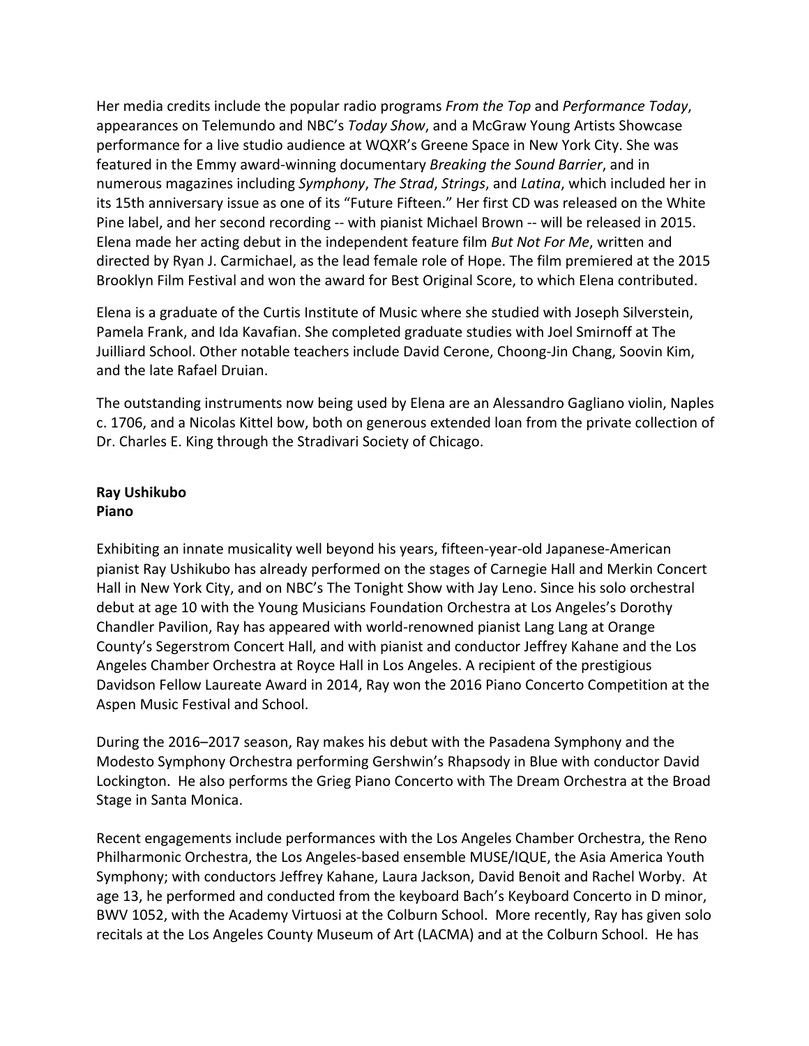Her media credits include the popular radio programs *From the Top* and *Performance Today*, appearances on Telemundo and NBC's *Today Show*, and a McGraw Young Artists Showcase performance for a live studio audience at WQXR's Greene Space in New York City. She was featured in the Emmy award-winning documentary *Breaking the Sound Barrier*, and in numerous magazines including *Symphony*, *The Strad*, *Strings*, and *Latina*, which included her in its 15th anniversary issue as one of its "Future Fifteen." Her first CD was released on the White Pine label, and her second recording -- with pianist Michael Brown -- will be released in 2015. Elena made her acting debut in the independent feature film *But Not For Me*, written and directed by Ryan J. Carmichael, as the lead female role of Hope. The film premiered at the 2015 Brooklyn Film Festival and won the award for Best Original Score, to which Elena contributed.

Elena is a graduate of the Curtis Institute of Music where she studied with Joseph Silverstein, Pamela Frank, and Ida Kavafian. She completed graduate studies with Joel Smirnoff at The Juilliard School. Other notable teachers include David Cerone, Choong-Jin Chang, Soovin Kim, and the late Rafael Druian.

The outstanding instruments now being used by Elena are an Alessandro Gagliano violin, Naples c. 1706, and a Nicolas Kittel bow, both on generous extended loan from the private collection of Dr. Charles E. King through the Stradivari Society of Chicago.

**Ray Ushikubo**
**Piano**

Exhibiting an innate musicality well beyond his years, fifteen-year-old Japanese-American pianist Ray Ushikubo has already performed on the stages of Carnegie Hall and Merkin Concert Hall in New York City, and on NBC's The Tonight Show with Jay Leno. Since his solo orchestral debut at age 10 with the Young Musicians Foundation Orchestra at Los Angeles's Dorothy Chandler Pavilion, Ray has appeared with world-renowned pianist Lang Lang at Orange County's Segerstrom Concert Hall, and with pianist and conductor Jeffrey Kahane and the Los Angeles Chamber Orchestra at Royce Hall in Los Angeles. A recipient of the prestigious Davidson Fellow Laureate Award in 2014, Ray won the 2016 Piano Concerto Competition at the Aspen Music Festival and School.

During the 2016–2017 season, Ray makes his debut with the Pasadena Symphony and the Modesto Symphony Orchestra performing Gershwin's Rhapsody in Blue with conductor David Lockington. He also performs the Grieg Piano Concerto with The Dream Orchestra at the Broad Stage in Santa Monica.

Recent engagements include performances with the Los Angeles Chamber Orchestra, the Reno Philharmonic Orchestra, the Los Angeles-based ensemble MUSE/IQUE, the Asia America Youth Symphony; with conductors Jeffrey Kahane, Laura Jackson, David Benoit and Rachel Worby. At age 13, he performed and conducted from the keyboard Bach's Keyboard Concerto in D minor, BWV 1052, with the Academy Virtuosi at the Colburn School. More recently, Ray has given solo recitals at the Los Angeles County Museum of Art (LACMA) and at the Colburn School. He has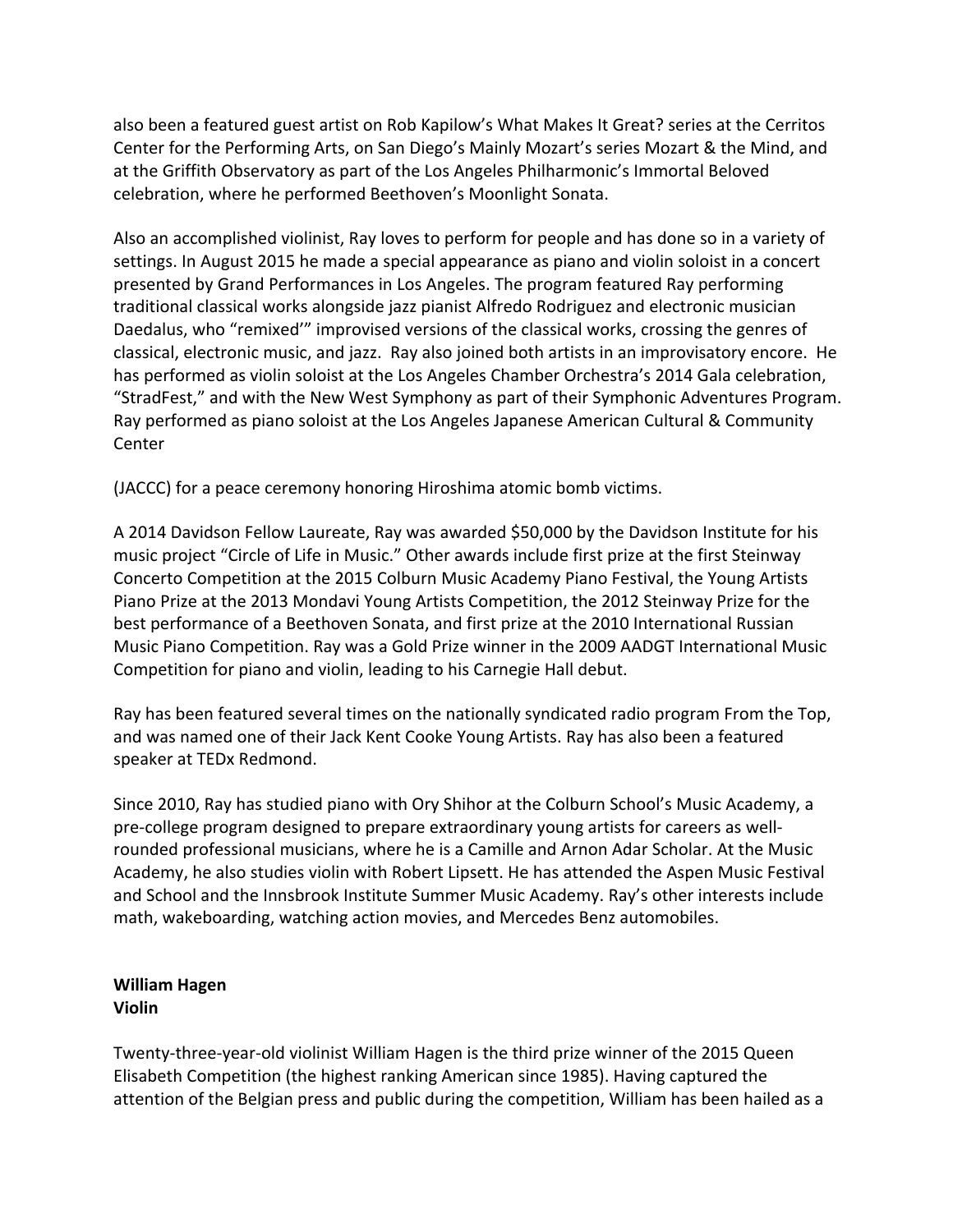also been a featured guest artist on Rob Kapilow's What Makes It Great? series at the Cerritos Center for the Performing Arts, on San Diego's Mainly Mozart's series Mozart & the Mind, and at the Griffith Observatory as part of the Los Angeles Philharmonic's Immortal Beloved celebration, where he performed Beethoven's Moonlight Sonata.

Also an accomplished violinist, Ray loves to perform for people and has done so in a variety of settings. In August 2015 he made a special appearance as piano and violin soloist in a concert presented by Grand Performances in Los Angeles. The program featured Ray performing traditional classical works alongside jazz pianist Alfredo Rodriguez and electronic musician Daedalus, who "remixed'" improvised versions of the classical works, crossing the genres of classical, electronic music, and jazz. Ray also joined both artists in an improvisatory encore. He has performed as violin soloist at the Los Angeles Chamber Orchestra's 2014 Gala celebration, "StradFest," and with the New West Symphony as part of their Symphonic Adventures Program. Ray performed as piano soloist at the Los Angeles Japanese American Cultural & Community Center

(JACCC) for a peace ceremony honoring Hiroshima atomic bomb victims.

A 2014 Davidson Fellow Laureate, Ray was awarded $50,000 by the Davidson Institute for his music project "Circle of Life in Music." Other awards include first prize at the first Steinway Concerto Competition at the 2015 Colburn Music Academy Piano Festival, the Young Artists Piano Prize at the 2013 Mondavi Young Artists Competition, the 2012 Steinway Prize for the best performance of a Beethoven Sonata, and first prize at the 2010 International Russian Music Piano Competition. Ray was a Gold Prize winner in the 2009 AADGT International Music Competition for piano and violin, leading to his Carnegie Hall debut.

Ray has been featured several times on the nationally syndicated radio program From the Top, and was named one of their Jack Kent Cooke Young Artists. Ray has also been a featured speaker at TEDx Redmond.

Since 2010, Ray has studied piano with Ory Shihor at the Colburn School's Music Academy, a pre-college program designed to prepare extraordinary young artists for careers as well-rounded professional musicians, where he is a Camille and Arnon Adar Scholar. At the Music Academy, he also studies violin with Robert Lipsett. He has attended the Aspen Music Festival and School and the Innsbrook Institute Summer Music Academy. Ray's other interests include math, wakeboarding, watching action movies, and Mercedes Benz automobiles.

**William Hagen**
**Violin**

Twenty-three-year-old violinist William Hagen is the third prize winner of the 2015 Queen Elisabeth Competition (the highest ranking American since 1985). Having captured the attention of the Belgian press and public during the competition, William has been hailed as a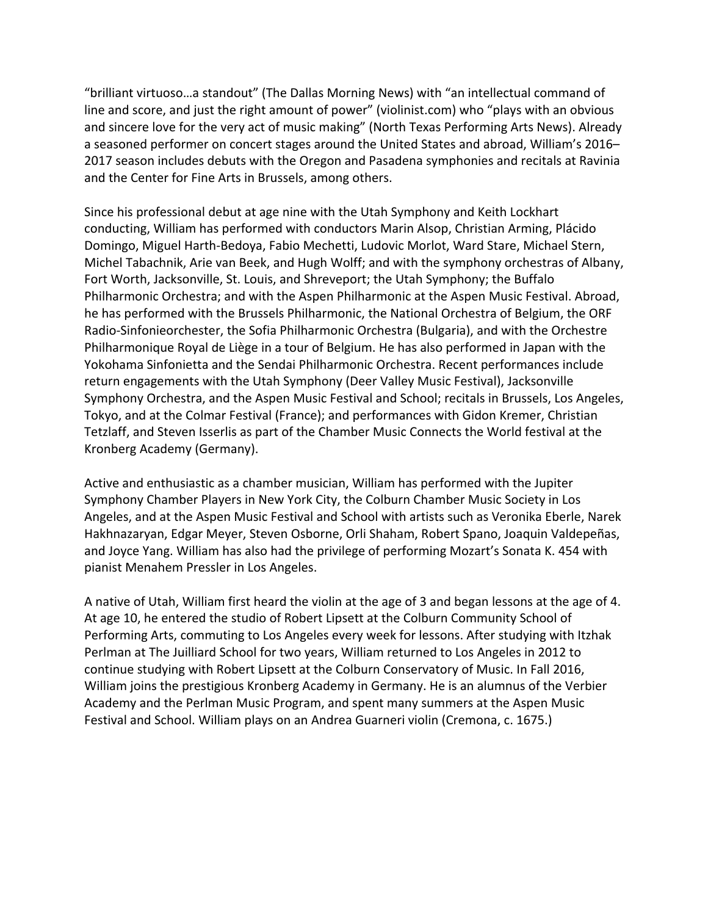“brilliant virtuoso…a standout” (The Dallas Morning News) with “an intellectual command of line and score, and just the right amount of power” (violinist.com) who “plays with an obvious and sincere love for the very act of music making” (North Texas Performing Arts News). Already a seasoned performer on concert stages around the United States and abroad, William’s 2016–2017 season includes debuts with the Oregon and Pasadena symphonies and recitals at Ravinia and the Center for Fine Arts in Brussels, among others.

Since his professional debut at age nine with the Utah Symphony and Keith Lockhart conducting, William has performed with conductors Marin Alsop, Christian Arming, Plácido Domingo, Miguel Harth-Bedoya, Fabio Mechetti, Ludovic Morlot, Ward Stare, Michael Stern, Michel Tabachnik, Arie van Beek, and Hugh Wolff; and with the symphony orchestras of Albany, Fort Worth, Jacksonville, St. Louis, and Shreveport; the Utah Symphony; the Buffalo Philharmonic Orchestra; and with the Aspen Philharmonic at the Aspen Music Festival. Abroad, he has performed with the Brussels Philharmonic, the National Orchestra of Belgium, the ORF Radio-Sinfonieorchester, the Sofia Philharmonic Orchestra (Bulgaria), and with the Orchestre Philharmonique Royal de Liège in a tour of Belgium. He has also performed in Japan with the Yokohama Sinfonietta and the Sendai Philharmonic Orchestra. Recent performances include return engagements with the Utah Symphony (Deer Valley Music Festival), Jacksonville Symphony Orchestra, and the Aspen Music Festival and School; recitals in Brussels, Los Angeles, Tokyo, and at the Colmar Festival (France); and performances with Gidon Kremer, Christian Tetzlaff, and Steven Isserlis as part of the Chamber Music Connects the World festival at the Kronberg Academy (Germany).

Active and enthusiastic as a chamber musician, William has performed with the Jupiter Symphony Chamber Players in New York City, the Colburn Chamber Music Society in Los Angeles, and at the Aspen Music Festival and School with artists such as Veronika Eberle, Narek Hakhnazaryan, Edgar Meyer, Steven Osborne, Orli Shaham, Robert Spano, Joaquin Valdepeñas, and Joyce Yang. William has also had the privilege of performing Mozart’s Sonata K. 454 with pianist Menahem Pressler in Los Angeles.

A native of Utah, William first heard the violin at the age of 3 and began lessons at the age of 4. At age 10, he entered the studio of Robert Lipsett at the Colburn Community School of Performing Arts, commuting to Los Angeles every week for lessons. After studying with Itzhak Perlman at The Juilliard School for two years, William returned to Los Angeles in 2012 to continue studying with Robert Lipsett at the Colburn Conservatory of Music. In Fall 2016, William joins the prestigious Kronberg Academy in Germany. He is an alumnus of the Verbier Academy and the Perlman Music Program, and spent many summers at the Aspen Music Festival and School. William plays on an Andrea Guarneri violin (Cremona, c. 1675.)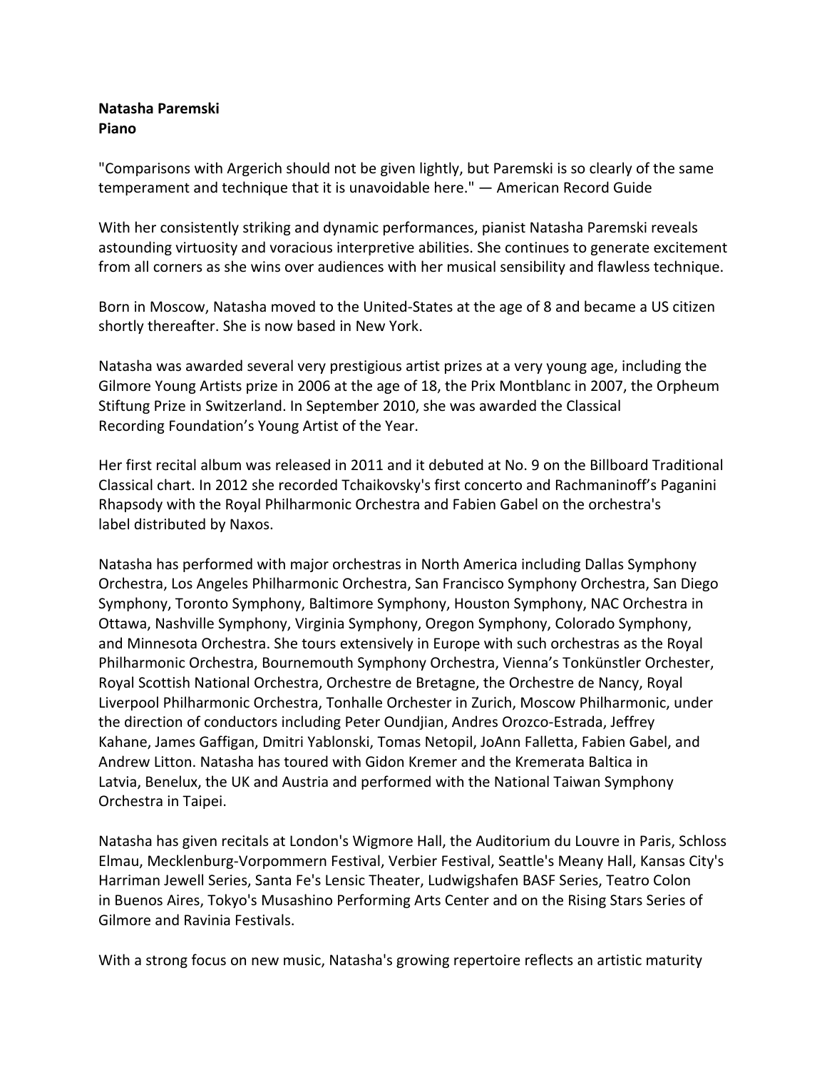**Natasha Paremski**
**Piano**

"Comparisons with Argerich should not be given lightly, but Paremski is so clearly of the same temperament and technique that it is unavoidable here." — American Record Guide

With her consistently striking and dynamic performances, pianist Natasha Paremski reveals astounding virtuosity and voracious interpretive abilities. She continues to generate excitement from all corners as she wins over audiences with her musical sensibility and flawless technique.

Born in Moscow, Natasha moved to the United-States at the age of 8 and became a US citizen shortly thereafter. She is now based in New York.

Natasha was awarded several very prestigious artist prizes at a very young age, including the Gilmore Young Artists prize in 2006 at the age of 18, the Prix Montblanc in 2007, the Orpheum Stiftung Prize in Switzerland. In September 2010, she was awarded the Classical Recording Foundation's Young Artist of the Year.

Her first recital album was released in 2011 and it debuted at No. 9 on the Billboard Traditional Classical chart. In 2012 she recorded Tchaikovsky's first concerto and Rachmaninoff's Paganini Rhapsody with the Royal Philharmonic Orchestra and Fabien Gabel on the orchestra's label distributed by Naxos.

Natasha has performed with major orchestras in North America including Dallas Symphony Orchestra, Los Angeles Philharmonic Orchestra, San Francisco Symphony Orchestra, San Diego Symphony, Toronto Symphony, Baltimore Symphony, Houston Symphony, NAC Orchestra in Ottawa, Nashville Symphony, Virginia Symphony, Oregon Symphony, Colorado Symphony, and Minnesota Orchestra. She tours extensively in Europe with such orchestras as the Royal Philharmonic Orchestra, Bournemouth Symphony Orchestra, Vienna's Tonkünstler Orchester, Royal Scottish National Orchestra, Orchestre de Bretagne, the Orchestre de Nancy, Royal Liverpool Philharmonic Orchestra, Tonhalle Orchester in Zurich, Moscow Philharmonic, under the direction of conductors including Peter Oundjian, Andres Orozco-Estrada, Jeffrey Kahane, James Gaffigan, Dmitri Yablonski, Tomas Netopil, JoAnn Falletta, Fabien Gabel, and Andrew Litton. Natasha has toured with Gidon Kremer and the Kremerata Baltica in Latvia, Benelux, the UK and Austria and performed with the National Taiwan Symphony Orchestra in Taipei.

Natasha has given recitals at London's Wigmore Hall, the Auditorium du Louvre in Paris, Schloss Elmau, Mecklenburg-Vorpommern Festival, Verbier Festival, Seattle's Meany Hall, Kansas City's Harriman Jewell Series, Santa Fe's Lensic Theater, Ludwigshafen BASF Series, Teatro Colon in Buenos Aires, Tokyo's Musashino Performing Arts Center and on the Rising Stars Series of Gilmore and Ravinia Festivals.

With a strong focus on new music, Natasha's growing repertoire reflects an artistic maturity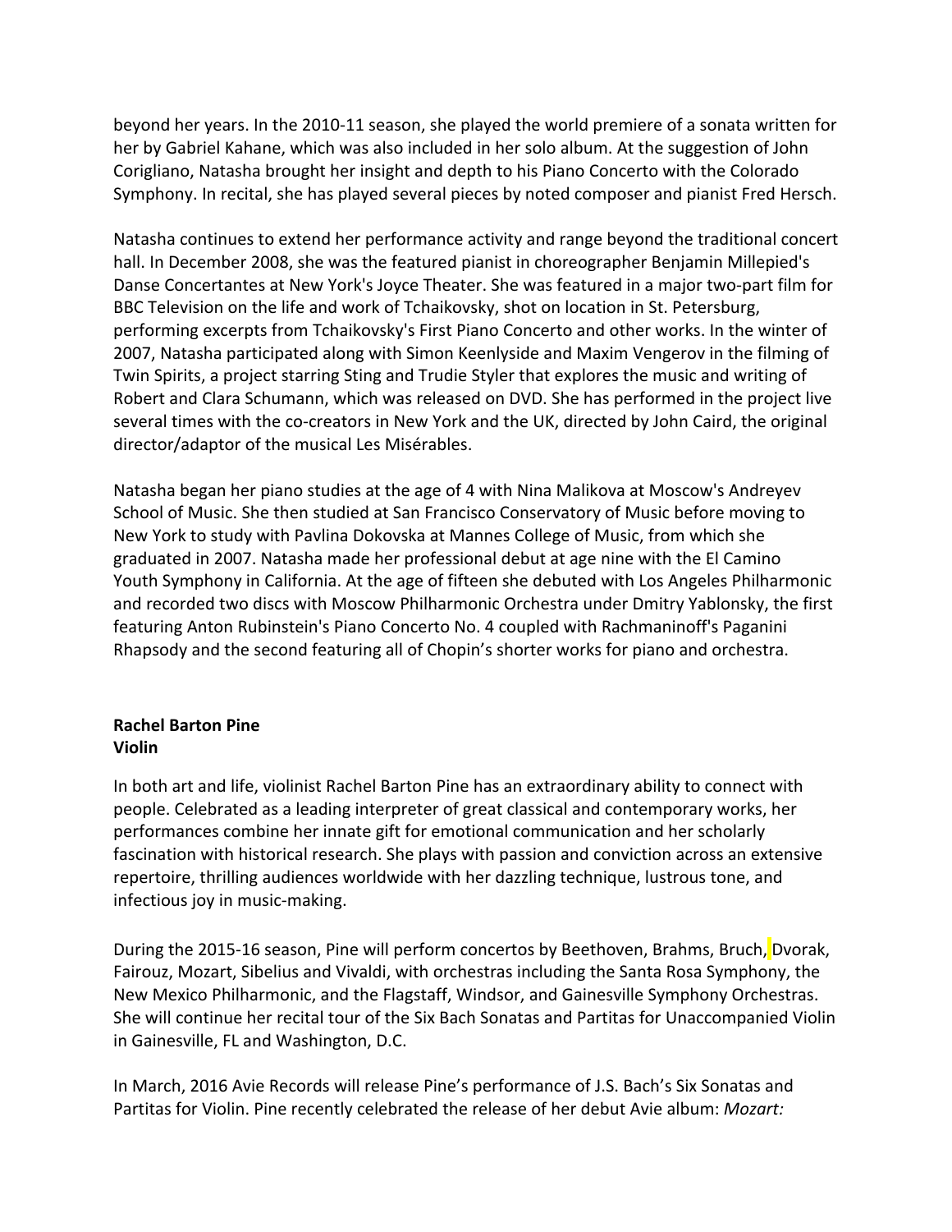beyond her years. In the 2010-11 season, she played the world premiere of a sonata written for her by Gabriel Kahane, which was also included in her solo album. At the suggestion of John Corigliano, Natasha brought her insight and depth to his Piano Concerto with the Colorado Symphony. In recital, she has played several pieces by noted composer and pianist Fred Hersch.

Natasha continues to extend her performance activity and range beyond the traditional concert hall. In December 2008, she was the featured pianist in choreographer Benjamin Millepied's Danse Concertantes at New York's Joyce Theater. She was featured in a major two-part film for BBC Television on the life and work of Tchaikovsky, shot on location in St. Petersburg, performing excerpts from Tchaikovsky's First Piano Concerto and other works. In the winter of 2007, Natasha participated along with Simon Keenlyside and Maxim Vengerov in the filming of Twin Spirits, a project starring Sting and Trudie Styler that explores the music and writing of Robert and Clara Schumann, which was released on DVD. She has performed in the project live several times with the co-creators in New York and the UK, directed by John Caird, the original director/adaptor of the musical Les Misérables.

Natasha began her piano studies at the age of 4 with Nina Malikova at Moscow's Andreyev School of Music. She then studied at San Francisco Conservatory of Music before moving to New York to study with Pavlina Dokovska at Mannes College of Music, from which she graduated in 2007. Natasha made her professional debut at age nine with the El Camino Youth Symphony in California. At the age of fifteen she debuted with Los Angeles Philharmonic and recorded two discs with Moscow Philharmonic Orchestra under Dmitry Yablonsky, the first featuring Anton Rubinstein's Piano Concerto No. 4 coupled with Rachmaninoff's Paganini Rhapsody and the second featuring all of Chopin's shorter works for piano and orchestra.

**Rachel Barton Pine**
**Violin**

In both art and life, violinist Rachel Barton Pine has an extraordinary ability to connect with people. Celebrated as a leading interpreter of great classical and contemporary works, her performances combine her innate gift for emotional communication and her scholarly fascination with historical research. She plays with passion and conviction across an extensive repertoire, thrilling audiences worldwide with her dazzling technique, lustrous tone, and infectious joy in music-making.

During the 2015-16 season, Pine will perform concertos by Beethoven, Brahms, Bruch, Dvorak, Fairouz, Mozart, Sibelius and Vivaldi, with orchestras including the Santa Rosa Symphony, the New Mexico Philharmonic, and the Flagstaff, Windsor, and Gainesville Symphony Orchestras. She will continue her recital tour of the Six Bach Sonatas and Partitas for Unaccompanied Violin in Gainesville, FL and Washington, D.C.

In March, 2016 Avie Records will release Pine's performance of J.S. Bach's Six Sonatas and Partitas for Violin. Pine recently celebrated the release of her debut Avie album: *Mozart:*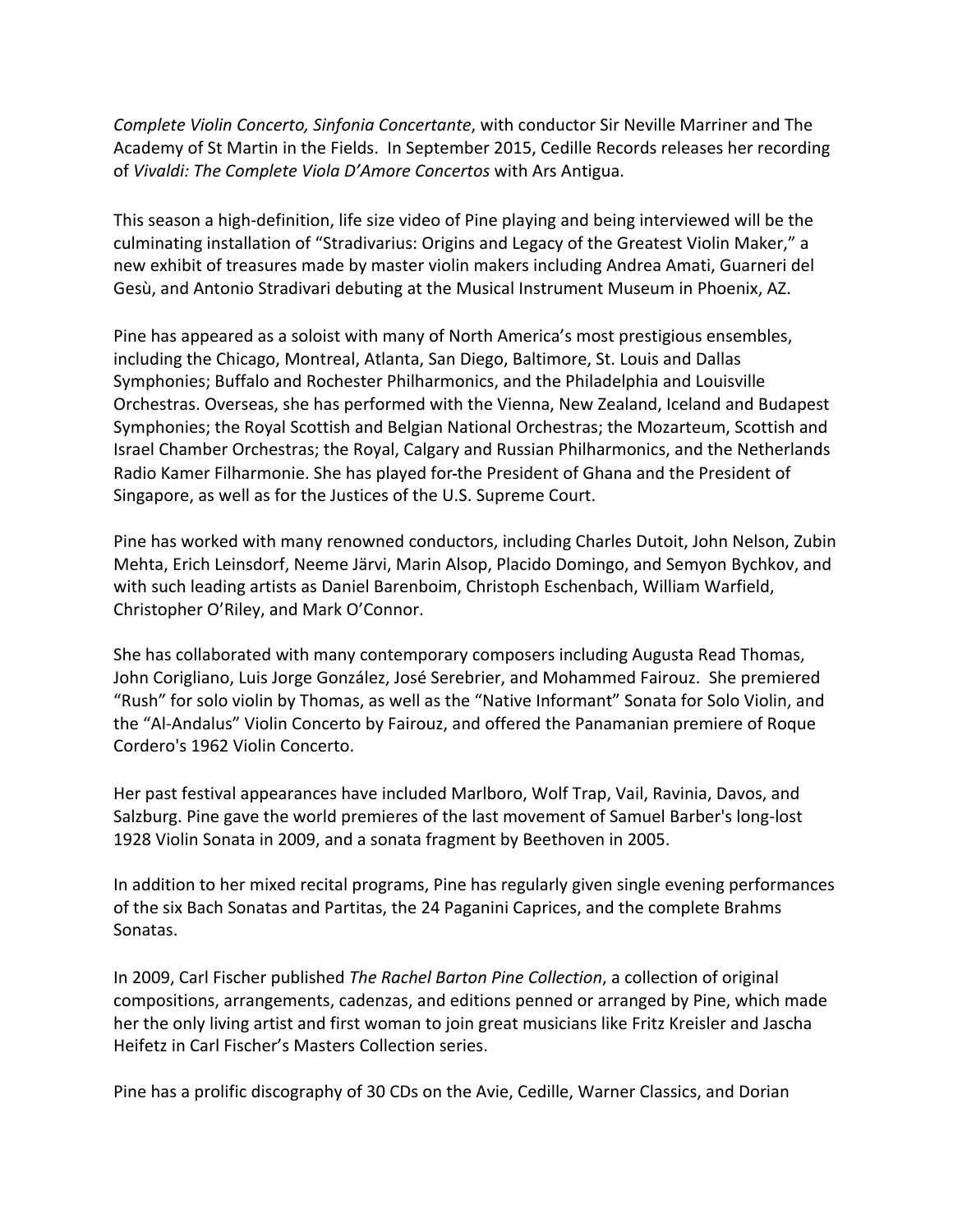*Complete Violin Concerto, Sinfonia Concertante*, with conductor Sir Neville Marriner and The Academy of St Martin in the Fields. In September 2015, Cedille Records releases her recording of *Vivaldi: The Complete Viola D'Amore Concertos* with Ars Antigua.

This season a high-definition, life size video of Pine playing and being interviewed will be the culminating installation of "Stradivarius: Origins and Legacy of the Greatest Violin Maker," a new exhibit of treasures made by master violin makers including Andrea Amati, Guarneri del Gesù, and Antonio Stradivari debuting at the Musical Instrument Museum in Phoenix, AZ.

Pine has appeared as a soloist with many of North America's most prestigious ensembles, including the Chicago, Montreal, Atlanta, San Diego, Baltimore, St. Louis and Dallas Symphonies; Buffalo and Rochester Philharmonics, and the Philadelphia and Louisville Orchestras. Overseas, she has performed with the Vienna, New Zealand, Iceland and Budapest Symphonies; the Royal Scottish and Belgian National Orchestras; the Mozarteum, Scottish and Israel Chamber Orchestras; the Royal, Calgary and Russian Philharmonics, and the Netherlands Radio Kamer Filharmonie. She has played for the President of Ghana and the President of Singapore, as well as for the Justices of the U.S. Supreme Court.

Pine has worked with many renowned conductors, including Charles Dutoit, John Nelson, Zubin Mehta, Erich Leinsdorf, Neeme Järvi, Marin Alsop, Placido Domingo, and Semyon Bychkov, and with such leading artists as Daniel Barenboim, Christoph Eschenbach, William Warfield, Christopher O'Riley, and Mark O'Connor.

She has collaborated with many contemporary composers including Augusta Read Thomas, John Corigliano, Luis Jorge González, José Serebrier, and Mohammed Fairouz. She premiered "Rush" for solo violin by Thomas, as well as the "Native Informant" Sonata for Solo Violin, and the "Al-Andalus" Violin Concerto by Fairouz, and offered the Panamanian premiere of Roque Cordero's 1962 Violin Concerto.

Her past festival appearances have included Marlboro, Wolf Trap, Vail, Ravinia, Davos, and Salzburg. Pine gave the world premieres of the last movement of Samuel Barber's long-lost 1928 Violin Sonata in 2009, and a sonata fragment by Beethoven in 2005.

In addition to her mixed recital programs, Pine has regularly given single evening performances of the six Bach Sonatas and Partitas, the 24 Paganini Caprices, and the complete Brahms Sonatas.

In 2009, Carl Fischer published *The Rachel Barton Pine Collection*, a collection of original compositions, arrangements, cadenzas, and editions penned or arranged by Pine, which made her the only living artist and first woman to join great musicians like Fritz Kreisler and Jascha Heifetz in Carl Fischer's Masters Collection series.

Pine has a prolific discography of 30 CDs on the Avie, Cedille, Warner Classics, and Dorian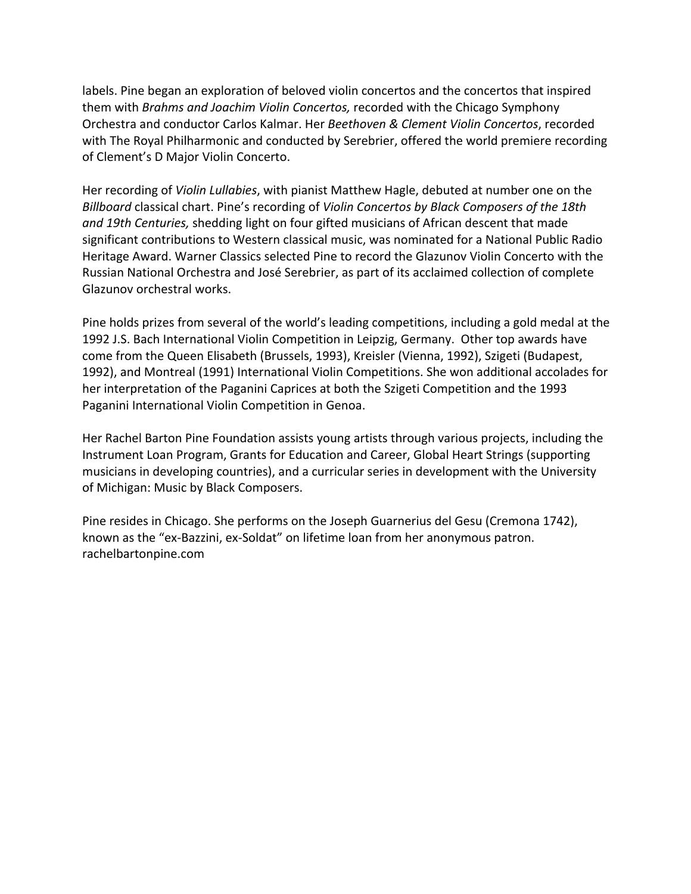labels. Pine began an exploration of beloved violin concertos and the concertos that inspired them with *Brahms and Joachim Violin Concertos,* recorded with the Chicago Symphony Orchestra and conductor Carlos Kalmar. Her *Beethoven & Clement Violin Concertos*, recorded with The Royal Philharmonic and conducted by Serebrier, offered the world premiere recording of Clement's D Major Violin Concerto.

Her recording of *Violin Lullabies*, with pianist Matthew Hagle, debuted at number one on the *Billboard* classical chart. Pine's recording of *Violin Concertos by Black Composers of the 18th and 19th Centuries,* shedding light on four gifted musicians of African descent that made significant contributions to Western classical music, was nominated for a National Public Radio Heritage Award. Warner Classics selected Pine to record the Glazunov Violin Concerto with the Russian National Orchestra and José Serebrier, as part of its acclaimed collection of complete Glazunov orchestral works.

Pine holds prizes from several of the world's leading competitions, including a gold medal at the 1992 J.S. Bach International Violin Competition in Leipzig, Germany. Other top awards have come from the Queen Elisabeth (Brussels, 1993), Kreisler (Vienna, 1992), Szigeti (Budapest, 1992), and Montreal (1991) International Violin Competitions. She won additional accolades for her interpretation of the Paganini Caprices at both the Szigeti Competition and the 1993 Paganini International Violin Competition in Genoa.

Her Rachel Barton Pine Foundation assists young artists through various projects, including the Instrument Loan Program, Grants for Education and Career, Global Heart Strings (supporting musicians in developing countries), and a curricular series in development with the University of Michigan: Music by Black Composers.

Pine resides in Chicago. She performs on the Joseph Guarnerius del Gesu (Cremona 1742), known as the "ex-Bazzini, ex-Soldat" on lifetime loan from her anonymous patron. rachelbartonpine.com